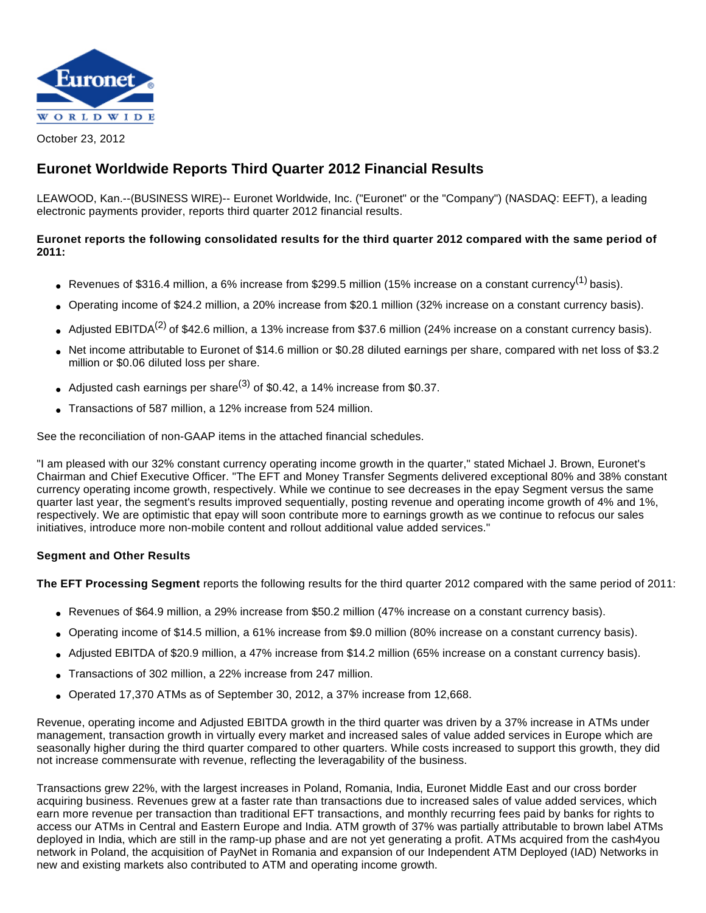October 23, 2012

# Euronet Worldwide Reports Third Quarter 2012 Financial Results

LEAWOOD, Kan.--(BUSINESS WIRE)-- Euronet Worldwide, Inc. ("Euronet" or the "Company") (NASDAQ: EEFT), a leading electronic payments provider, reports third quarter 2012 financial results.

**Euronet reports the following consolidated results for the third quarter 2012 compared with the same period of 2011:**

- Revenues of $316.4 million, a 6% increase from $299.5 million (15% increase on a constant currency[1] basis).
- Operating income of $24.2 million, a 20% increase from $20.1 million (32% increase on a constant currency basis).
- Adjusted EBITDA[2] of $42.6 million, a 13% increase from $37.6 million (24% increase on a constant currency basis).
- Net income attributable to Euronet of $14.6 million or $0.28 diluted earnings per share, compared with net loss of $3.2 million or $0.06 diluted loss per share.
- Adjusted cash earnings per share[3] of $0.42, a 14% increase from $0.37.
- Transactions of 587 million, a 12% increase from 524 million.

See the reconciliation of non-GAAP items in the attached financial schedules.

"I am pleased with our 32% constant currency operating income growth in the quarter," stated Michael J. Brown, Euronet's Chairman and Chief Executive Officer. "The EFT and Money Transfer Segments delivered exceptional 80% and 38% constant currency operating income growth, respectively. While we continue to see decreases in the epay Segment versus the same quarter last year, the segment's results improved sequentially, posting revenue and operating income growth of 4% and 1%, respectively. We are optimistic that epay will soon contribute more to earnings growth as we continue to refocus our sales initiatives, introduce more non-mobile content and rollout additional value added services."

**Segment and Other Results**

**The EFT Processing Segment** reports the following results for the third quarter 2012 compared with the same period of 2011:

- Revenues of $64.9 million, a 29% increase from $50.2 million (47% increase on a constant currency basis).
- Operating income of $14.5 million, a 61% increase from $9.0 million (80% increase on a constant currency basis).
- Adjusted EBITDA of $20.9 million, a 47% increase from $14.2 million (65% increase on a constant currency basis).
- Transactions of 302 million, a 22% increase from 247 million.
- Operated 17,370 ATMs as of September 30, 2012, a 37% increase from 12,668.

Revenue, operating income and Adjusted EBITDA growth in the third quarter was driven by a 37% increase in ATMs under management, transaction growth in virtually every market and increased sales of value added services in Europe which are seasonally higher during the third quarter compared to other quarters. While costs increased to support this growth, they did not increase commensurate with revenue, reflecting the leveragability of the business.

Transactions grew 22%, with the largest increases in Poland, Romania, India, Euronet Middle East and our cross border acquiring business. Revenues grew at a faster rate than transactions due to increased sales of value added services, which earn more revenue per transaction than traditional EFT transactions, and monthly recurring fees paid by banks for rights to access our ATMs in Central and Eastern Europe and India. ATM growth of 37% was partially attributable to brown label ATMs deployed in India, which are still in the ramp-up phase and are not yet generating a profit. ATMs acquired from the cash4you network in Poland, the acquisition of PayNet in Romania and expansion of our Independent ATM Deployed (IAD) Networks in new and existing markets also contributed to ATM and operating income growth.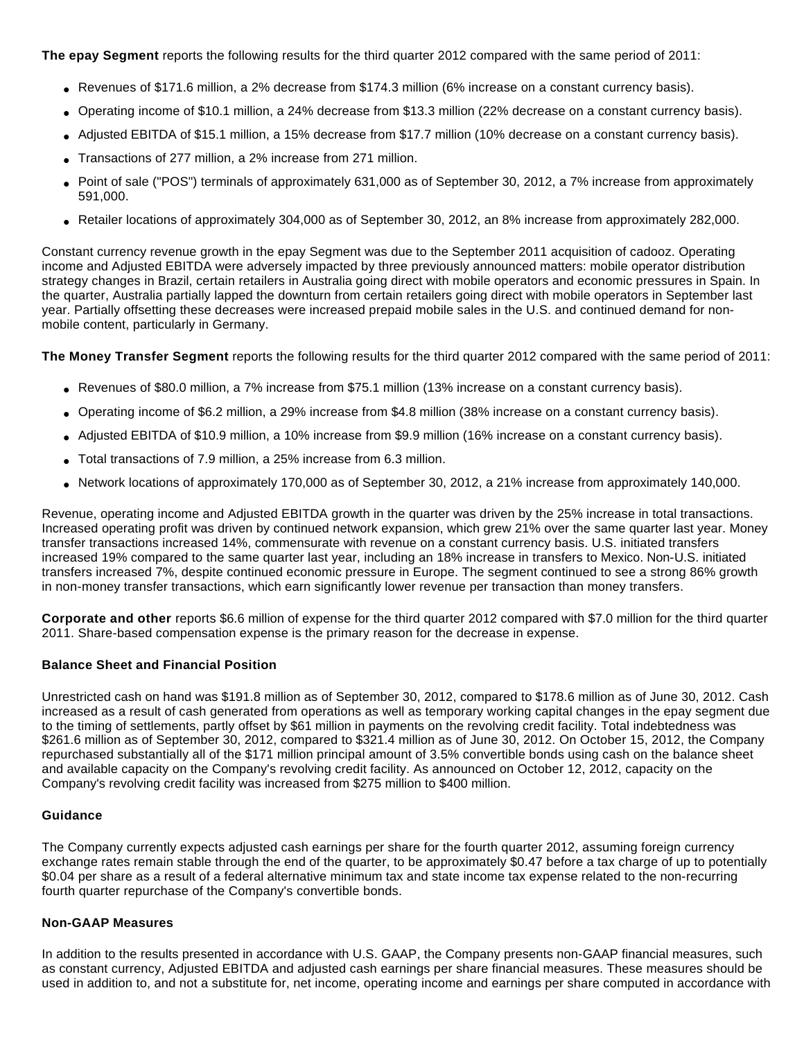**The epay Segment** reports the following results for the third quarter 2012 compared with the same period of 2011:

- Revenues of $171.6 million, a 2% decrease from $174.3 million (6% increase on a constant currency basis).
- Operating income of $10.1 million, a 24% decrease from $13.3 million (22% decrease on a constant currency basis).
- Adjusted EBITDA of $15.1 million, a 15% decrease from $17.7 million (10% decrease on a constant currency basis).
- Transactions of 277 million, a 2% increase from 271 million.
- Point of sale ("POS") terminals of approximately 631,000 as of September 30, 2012, a 7% increase from approximately 591,000.
- Retailer locations of approximately 304,000 as of September 30, 2012, an 8% increase from approximately 282,000.

Constant currency revenue growth in the epay Segment was due to the September 2011 acquisition of cadooz. Operating income and Adjusted EBITDA were adversely impacted by three previously announced matters: mobile operator distribution strategy changes in Brazil, certain retailers in Australia going direct with mobile operators and economic pressures in Spain. In the quarter, Australia partially lapped the downturn from certain retailers going direct with mobile operators in September last year. Partially offsetting these decreases were increased prepaid mobile sales in the U.S. and continued demand for non-mobile content, particularly in Germany.

**The Money Transfer Segment** reports the following results for the third quarter 2012 compared with the same period of 2011:

- Revenues of $80.0 million, a 7% increase from $75.1 million (13% increase on a constant currency basis).
- Operating income of $6.2 million, a 29% increase from $4.8 million (38% increase on a constant currency basis).
- Adjusted EBITDA of $10.9 million, a 10% increase from $9.9 million (16% increase on a constant currency basis).
- Total transactions of 7.9 million, a 25% increase from 6.3 million.
- Network locations of approximately 170,000 as of September 30, 2012, a 21% increase from approximately 140,000.

Revenue, operating income and Adjusted EBITDA growth in the quarter was driven by the 25% increase in total transactions. Increased operating profit was driven by continued network expansion, which grew 21% over the same quarter last year. Money transfer transactions increased 14%, commensurate with revenue on a constant currency basis. U.S. initiated transfers increased 19% compared to the same quarter last year, including an 18% increase in transfers to Mexico. Non-U.S. initiated transfers increased 7%, despite continued economic pressure in Europe. The segment continued to see a strong 86% growth in non-money transfer transactions, which earn significantly lower revenue per transaction than money transfers.

**Corporate and other** reports $6.6 million of expense for the third quarter 2012 compared with $7.0 million for the third quarter 2011. Share-based compensation expense is the primary reason for the decrease in expense.

### Balance Sheet and Financial Position

Unrestricted cash on hand was $191.8 million as of September 30, 2012, compared to $178.6 million as of June 30, 2012. Cash increased as a result of cash generated from operations as well as temporary working capital changes in the epay segment due to the timing of settlements, partly offset by $61 million in payments on the revolving credit facility. Total indebtedness was $261.6 million as of September 30, 2012, compared to $321.4 million as of June 30, 2012. On October 15, 2012, the Company repurchased substantially all of the $171 million principal amount of 3.5% convertible bonds using cash on the balance sheet and available capacity on the Company's revolving credit facility. As announced on October 12, 2012, capacity on the Company's revolving credit facility was increased from $275 million to $400 million.

### Guidance

The Company currently expects adjusted cash earnings per share for the fourth quarter 2012, assuming foreign currency exchange rates remain stable through the end of the quarter, to be approximately $0.47 before a tax charge of up to potentially $0.04 per share as a result of a federal alternative minimum tax and state income tax expense related to the non-recurring fourth quarter repurchase of the Company's convertible bonds.

### Non-GAAP Measures

In addition to the results presented in accordance with U.S. GAAP, the Company presents non-GAAP financial measures, such as constant currency, Adjusted EBITDA and adjusted cash earnings per share financial measures. These measures should be used in addition to, and not a substitute for, net income, operating income and earnings per share computed in accordance with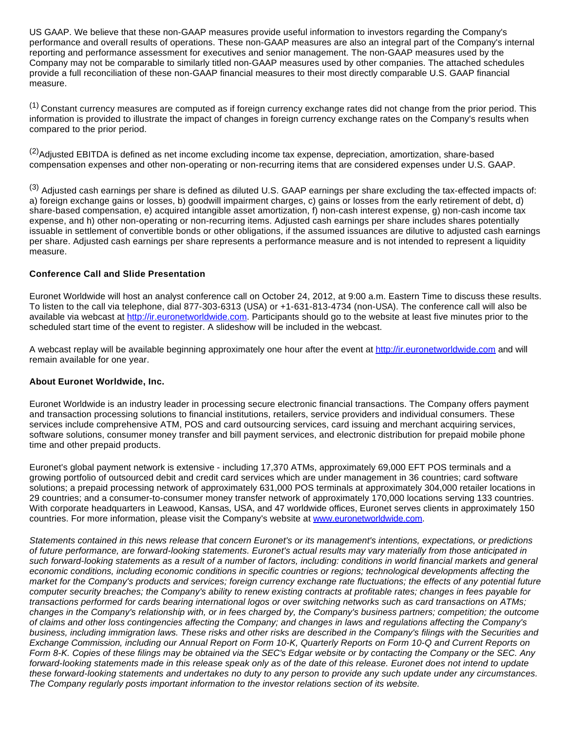US GAAP. We believe that these non-GAAP measures provide useful information to investors regarding the Company's performance and overall results of operations. These non-GAAP measures are also an integral part of the Company's internal reporting and performance assessment for executives and senior management. The non-GAAP measures used by the Company may not be comparable to similarly titled non-GAAP measures used by other companies. The attached schedules provide a full reconciliation of these non-GAAP financial measures to their most directly comparable U.S. GAAP financial measure.

(1) Constant currency measures are computed as if foreign currency exchange rates did not change from the prior period. This information is provided to illustrate the impact of changes in foreign currency exchange rates on the Company's results when compared to the prior period.

(2) Adjusted EBITDA is defined as net income excluding income tax expense, depreciation, amortization, share-based compensation expenses and other non-operating or non-recurring items that are considered expenses under U.S. GAAP.

(3) Adjusted cash earnings per share is defined as diluted U.S. GAAP earnings per share excluding the tax-effected impacts of: a) foreign exchange gains or losses, b) goodwill impairment charges, c) gains or losses from the early retirement of debt, d) share-based compensation, e) acquired intangible asset amortization, f) non-cash interest expense, g) non-cash income tax expense, and h) other non-operating or non-recurring items. Adjusted cash earnings per share includes shares potentially issuable in settlement of convertible bonds or other obligations, if the assumed issuances are dilutive to adjusted cash earnings per share. Adjusted cash earnings per share represents a performance measure and is not intended to represent a liquidity measure.

**Conference Call and Slide Presentation**

Euronet Worldwide will host an analyst conference call on October 24, 2012, at 9:00 a.m. Eastern Time to discuss these results. To listen to the call via telephone, dial 877-303-6313 (USA) or +1-631-813-4734 (non-USA). The conference call will also be available via webcast at http://ir.euronetworldwide.com. Participants should go to the website at least five minutes prior to the scheduled start time of the event to register. A slideshow will be included in the webcast.

A webcast replay will be available beginning approximately one hour after the event at http://ir.euronetworldwide.com and will remain available for one year.

**About Euronet Worldwide, Inc.**

Euronet Worldwide is an industry leader in processing secure electronic financial transactions. The Company offers payment and transaction processing solutions to financial institutions, retailers, service providers and individual consumers. These services include comprehensive ATM, POS and card outsourcing services, card issuing and merchant acquiring services, software solutions, consumer money transfer and bill payment services, and electronic distribution for prepaid mobile phone time and other prepaid products.

Euronet's global payment network is extensive - including 17,370 ATMs, approximately 69,000 EFT POS terminals and a growing portfolio of outsourced debit and credit card services which are under management in 36 countries; card software solutions; a prepaid processing network of approximately 631,000 POS terminals at approximately 304,000 retailer locations in 29 countries; and a consumer-to-consumer money transfer network of approximately 170,000 locations serving 133 countries. With corporate headquarters in Leawood, Kansas, USA, and 47 worldwide offices, Euronet serves clients in approximately 150 countries. For more information, please visit the Company's website at www.euronetworldwide.com.

*Statements contained in this news release that concern Euronet's or its management's intentions, expectations, or predictions of future performance, are forward-looking statements. Euronet's actual results may vary materially from those anticipated in such forward-looking statements as a result of a number of factors, including: conditions in world financial markets and general economic conditions, including economic conditions in specific countries or regions; technological developments affecting the market for the Company's products and services; foreign currency exchange rate fluctuations; the effects of any potential future computer security breaches; the Company's ability to renew existing contracts at profitable rates; changes in fees payable for transactions performed for cards bearing international logos or over switching networks such as card transactions on ATMs; changes in the Company's relationship with, or in fees charged by, the Company's business partners; competition; the outcome of claims and other loss contingencies affecting the Company; and changes in laws and regulations affecting the Company's business, including immigration laws. These risks and other risks are described in the Company's filings with the Securities and Exchange Commission, including our Annual Report on Form 10-K, Quarterly Reports on Form 10-Q and Current Reports on Form 8-K. Copies of these filings may be obtained via the SEC's Edgar website or by contacting the Company or the SEC. Any forward-looking statements made in this release speak only as of the date of this release. Euronet does not intend to update these forward-looking statements and undertakes no duty to any person to provide any such update under any circumstances. The Company regularly posts important information to the investor relations section of its website.*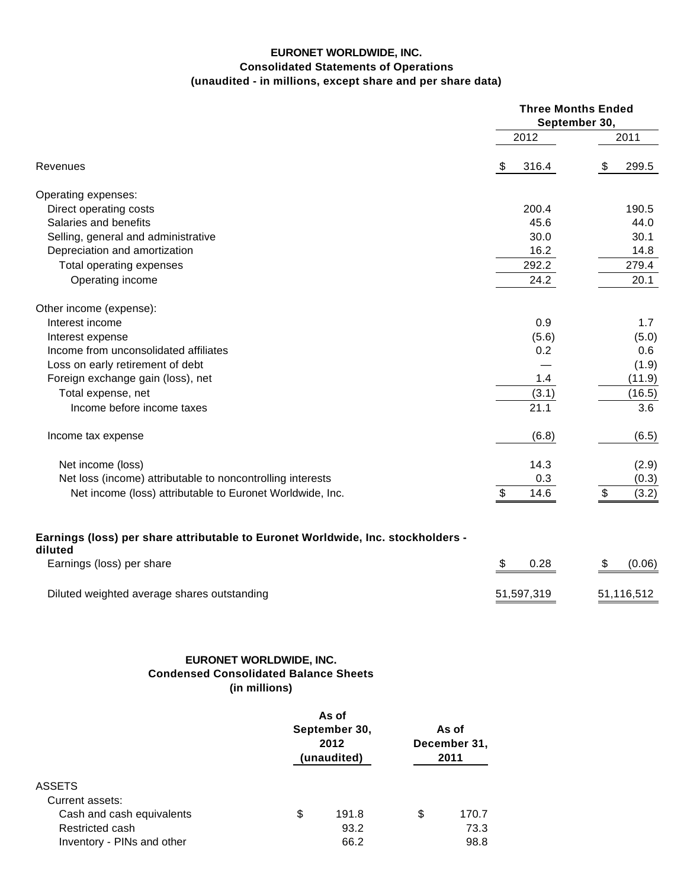**EURONET WORLDWIDE, INC.**
**Consolidated Statements of Operations**
**(unaudited - in millions, except share and per share data)**

| | Three Months Ended September 30, | |
|---|---|---|
| | 2012 | 2011 |
| Revenues | $ 316.4 | $ 299.5 |
| Operating expenses: | | |
| Direct operating costs | 200.4 | 190.5 |
| Salaries and benefits | 45.6 | 44.0 |
| Selling, general and administrative | 30.0 | 30.1 |
| Depreciation and amortization | 16.2 | 14.8 |
| Total operating expenses | 292.2 | 279.4 |
| Operating income | 24.2 | 20.1 |
| Other income (expense): | | |
| Interest income | 0.9 | 1.7 |
| Interest expense | (5.6) | (5.0) |
| Income from unconsolidated affiliates | 0.2 | 0.6 |
| Loss on early retirement of debt | — | (1.9) |
| Foreign exchange gain (loss), net | 1.4 | (11.9) |
| Total expense, net | (3.1) | (16.5) |
| Income before income taxes | 21.1 | 3.6 |
| Income tax expense | (6.8) | (6.5) |
| Net income (loss) | 14.3 | (2.9) |
| Net loss (income) attributable to noncontrolling interests | 0.3 | (0.3) |
| Net income (loss) attributable to Euronet Worldwide, Inc. | $ 14.6 | $ (3.2) |
| **Earnings (loss) per share attributable to Euronet Worldwide, Inc. stockholders - diluted** | | |
| Earnings (loss) per share | $ 0.28 | $ (0.06) |
| Diluted weighted average shares outstanding | 51,597,319 | 51,116,512 |

**EURONET WORLDWIDE, INC.**
**Condensed Consolidated Balance Sheets**
**(in millions)**

| | As of September 30, 2012 (unaudited) | As of December 31, 2011 |
|---|---|---|
| ASSETS | | |
| Current assets: | | |
| Cash and cash equivalents | $ 191.8 | $ 170.7 |
| Restricted cash | 93.2 | 73.3 |
| Inventory - PINs and other | 66.2 | 98.8 |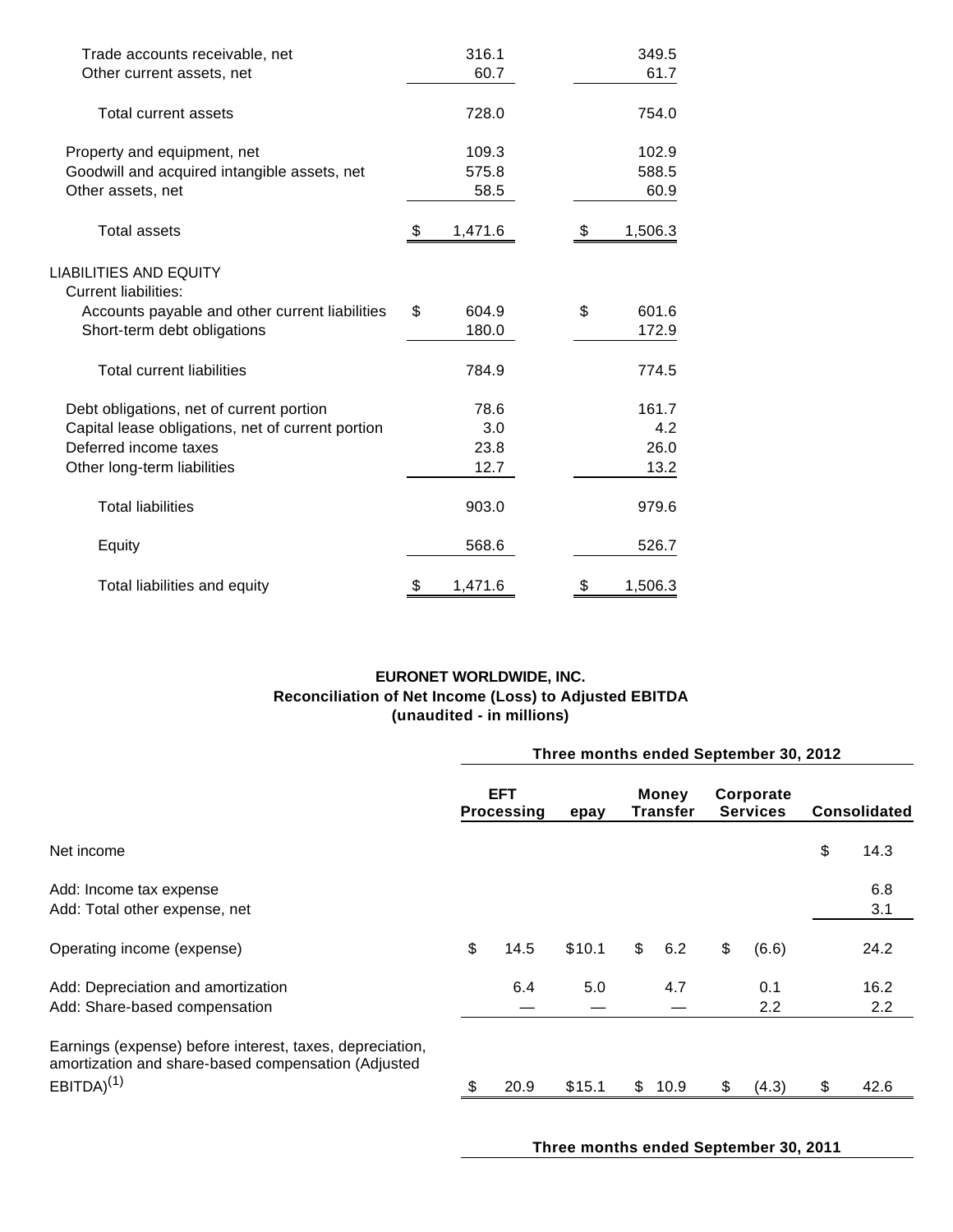| | | |
|---|---|---|
| Trade accounts receivable, net | 316.1 | 349.5 |
| Other current assets, net | 60.7 | 61.7 |
| Total current assets | 728.0 | 754.0 |
| Property and equipment, net | 109.3 | 102.9 |
| Goodwill and acquired intangible assets, net | 575.8 | 588.5 |
| Other assets, net | 58.5 | 60.9 |
| Total assets | $ 1,471.6 | $ 1,506.3 |
| LIABILITIES AND EQUITY | | |
| Current liabilities: | | |
| Accounts payable and other current liabilities | $ 604.9 | $ 601.6 |
| Short-term debt obligations | 180.0 | 172.9 |
| Total current liabilities | 784.9 | 774.5 |
| Debt obligations, net of current portion | 78.6 | 161.7 |
| Capital lease obligations, net of current portion | 3.0 | 4.2 |
| Deferred income taxes | 23.8 | 26.0 |
| Other long-term liabilities | 12.7 | 13.2 |
| Total liabilities | 903.0 | 979.6 |
| Equity | 568.6 | 526.7 |
| Total liabilities and equity | $ 1,471.6 | $ 1,506.3 |

**EURONET WORLDWIDE, INC.**
**Reconciliation of Net Income (Loss) to Adjusted EBITDA**
**(unaudited - in millions)**

| | Three months ended September 30, 2012 | | | | |
|---|---|---|---|---|---|
| | EFT Processing | epay | Money Transfer | Corporate Services | Consolidated |
| Net income | | | | | $ 14.3 |
| Add: Income tax expense | | | | | 6.8 |
| Add: Total other expense, net | | | | | 3.1 |
| Operating income (expense) | $ 14.5 | $10.1 | $ 6.2 | $ (6.6) | 24.2 |
| Add: Depreciation and amortization | 6.4 | 5.0 | 4.7 | 0.1 | 16.2 |
| Add: Share-based compensation | — | — | — | 2.2 | 2.2 |
| Earnings (expense) before interest, taxes, depreciation, amortization and share-based compensation (Adjusted EBITDA)[1] | $ 20.9 | $15.1 | $ 10.9 | $ (4.3) | $ 42.6 |

**Three months ended September 30, 2011**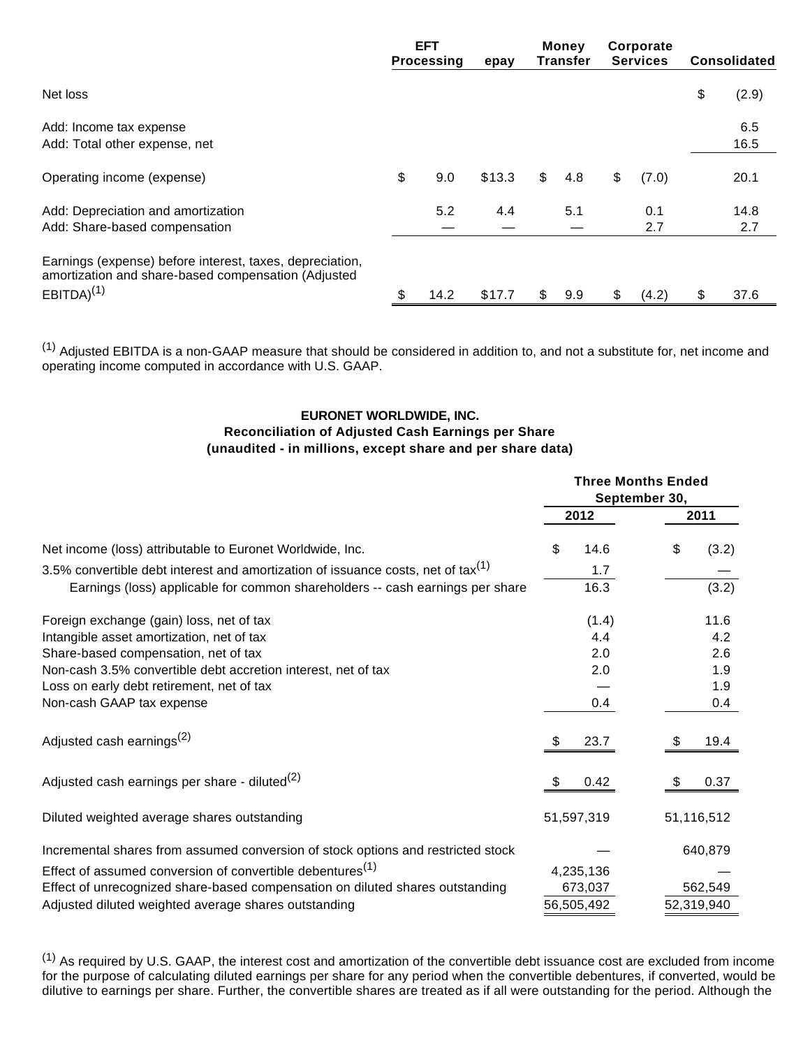| | EFT Processing | epay | Money Transfer | Corporate Services | Consolidated |
|---|---|---|---|---|---|
| Net loss | | | | | $ (2.9) |
| Add: Income tax expense | | | | | 6.5 |
| Add: Total other expense, net | | | | | 16.5 |
| Operating income (expense) | $ 9.0 | $13.3 | $ 4.8 | $ (7.0) | 20.1 |
| Add: Depreciation and amortization | 5.2 | 4.4 | 5.1 | 0.1 | 14.8 |
| Add: Share-based compensation | — | — | — | 2.7 | 2.7 |
| Earnings (expense) before interest, taxes, depreciation, amortization and share-based compensation (Adjusted EBITDA)[1] | $ 14.2 | $17.7 | $ 9.9 | $ (4.2) | $ 37.6 |

[1] Adjusted EBITDA is a non-GAAP measure that should be considered in addition to, and not a substitute for, net income and operating income computed in accordance with U.S. GAAP.

**EURONET WORLDWIDE, INC.**
**Reconciliation of Adjusted Cash Earnings per Share**
**(unaudited - in millions, except share and per share data)**

| | Three Months Ended September 30, | |
|---|---|---|
| | 2012 | 2011 |
| Net income (loss) attributable to Euronet Worldwide, Inc. | $ 14.6 | $ (3.2) |
| 3.5% convertible debt interest and amortization of issuance costs, net of tax[1] | 1.7 | — |
| Earnings (loss) applicable for common shareholders -- cash earnings per share | 16.3 | (3.2) |
| Foreign exchange (gain) loss, net of tax | (1.4) | 11.6 |
| Intangible asset amortization, net of tax | 4.4 | 4.2 |
| Share-based compensation, net of tax | 2.0 | 2.6 |
| Non-cash 3.5% convertible debt accretion interest, net of tax | 2.0 | 1.9 |
| Loss on early debt retirement, net of tax | — | 1.9 |
| Non-cash GAAP tax expense | 0.4 | 0.4 |
| Adjusted cash earnings[2] | $ 23.7 | $ 19.4 |
| Adjusted cash earnings per share - diluted[2] | $ 0.42 | $ 0.37 |
| Diluted weighted average shares outstanding | 51,597,319 | 51,116,512 |
| Incremental shares from assumed conversion of stock options and restricted stock | — | 640,879 |
| Effect of assumed conversion of convertible debentures[1] | 4,235,136 | — |
| Effect of unrecognized share-based compensation on diluted shares outstanding | 673,037 | 562,549 |
| Adjusted diluted weighted average shares outstanding | 56,505,492 | 52,319,940 |

[1] As required by U.S. GAAP, the interest cost and amortization of the convertible debt issuance cost are excluded from income for the purpose of calculating diluted earnings per share for any period when the convertible debentures, if converted, would be dilutive to earnings per share. Further, the convertible shares are treated as if all were outstanding for the period. Although the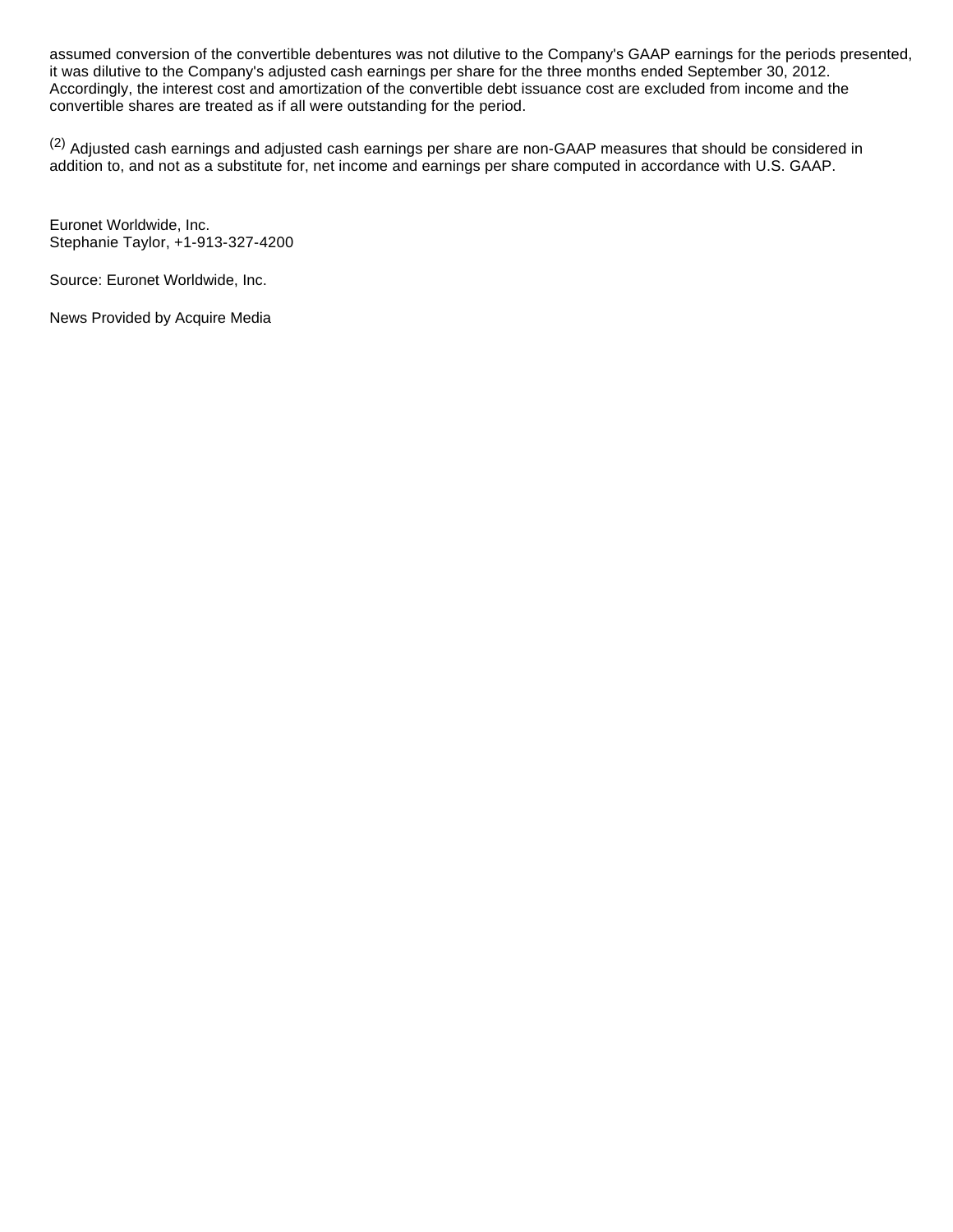assumed conversion of the convertible debentures was not dilutive to the Company's GAAP earnings for the periods presented, it was dilutive to the Company's adjusted cash earnings per share for the three months ended September 30, 2012. Accordingly, the interest cost and amortization of the convertible debt issuance cost are excluded from income and the convertible shares are treated as if all were outstanding for the period.

(2) Adjusted cash earnings and adjusted cash earnings per share are non-GAAP measures that should be considered in addition to, and not as a substitute for, net income and earnings per share computed in accordance with U.S. GAAP.

Euronet Worldwide, Inc.
Stephanie Taylor, +1-913-327-4200

Source: Euronet Worldwide, Inc.

News Provided by Acquire Media